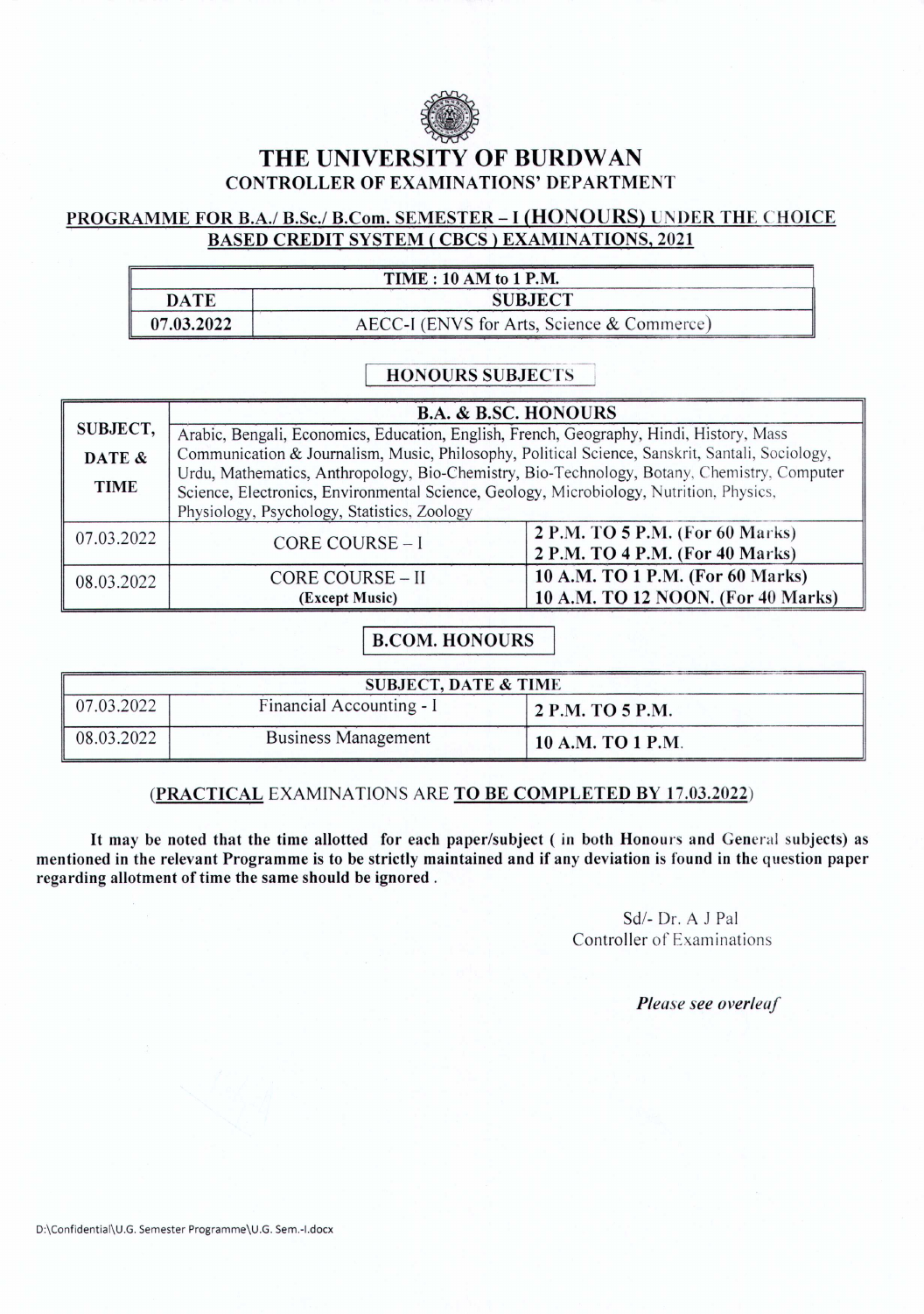# THE UNIVERSITY OF BURDWAN

## CONTROLLER OF EXAMINATIONS' DEPARTMENT

### PROGRAMME FOR B.A./ B.Sc./ B.Com. SEMESTER – I (HONOURS) UNDER THE CHOICE BASED CREDIT SYSTEM ( CBCS ) EXAMINATIONS, 2021

| TIME : 10 AM to 1 P.M. | |
|---|---|
| **DATE** | **SUBJECT** |
| **07.03.2022** | AECC-I (ENVS for Arts, Science & Commerce) |

**HONOURS SUBJECTS**

| SUBJECT, DATE & TIME | B.A. & B.SC. HONOURS | |
|---|---|---|
| | Arabic, Bengali, Economics, Education, English, French, Geography, Hindi, History, Mass Communication & Journalism, Music, Philosophy, Political Science, Sanskrit, Santali, Sociology, Urdu, Mathematics, Anthropology, Bio-Chemistry, Bio-Technology, Botany, Chemistry, Computer Science, Electronics, Environmental Science, Geology, Microbiology, Nutrition, Physics, Physiology, Psychology, Statistics, Zoology | |
| 07.03.2022 | CORE COURSE – I | **2 P.M. TO 5 P.M. (For 60 Marks)**<br>**2 P.M. TO 4 P.M. (For 40 Marks)** |
| 08.03.2022 | CORE COURSE – II<br>**(Except Music)** | **10 A.M. TO 1 P.M. (For 60 Marks)**<br>**10 A.M. TO 12 NOON. (For 40 Marks)** |

**B.COM. HONOURS**

| SUBJECT, DATE & TIME | | |
|---|---|---|
| 07.03.2022 | Financial Accounting - I | **2 P.M. TO 5 P.M.** |
| 08.03.2022 | Business Management | **10 A.M. TO 1 P.M.** |

(**PRACTICAL** EXAMINATIONS ARE **TO BE COMPLETED BY 17.03.2022**)

**It may be noted that the time allotted for each paper/subject ( in both Honours and General subjects) as mentioned in the relevant Programme is to be strictly maintained and if any deviation is found in the question paper regarding allotment of time the same should be ignored .**

Sd/- Dr. A J Pal
Controller of Examinations

*Please see overleaf*

D:\Confidential\U.G. Semester Programme\U.G. Sem.-I.docx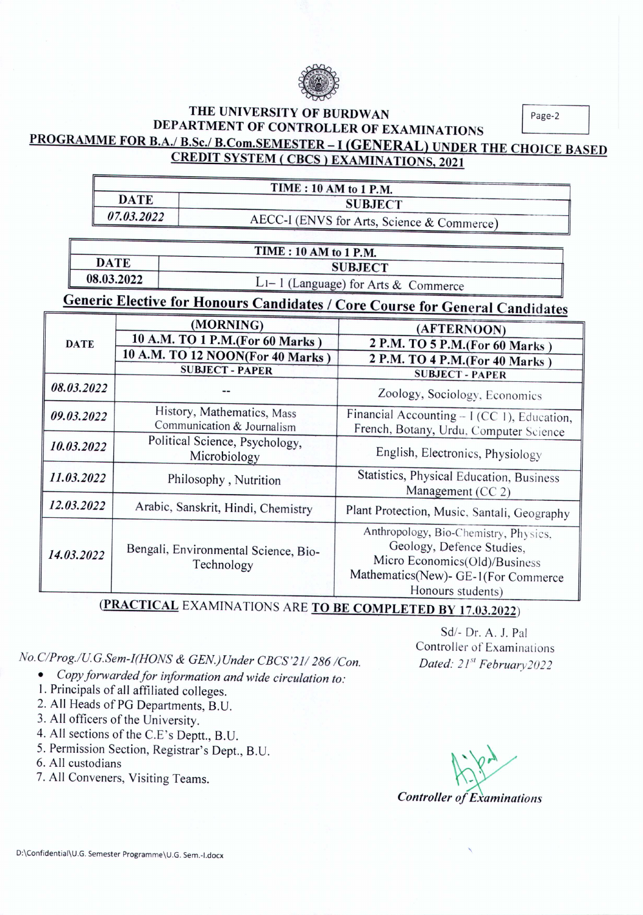# THE UNIVERSITY OF BURDWAN

## DEPARTMENT OF CONTROLLER OF EXAMINATIONS

**PROGRAMME FOR B.A./ B.Sc./ B.Com.SEMESTER – I (GENERAL) UNDER THE CHOICE BASED CREDIT SYSTEM ( CBCS ) EXAMINATIONS, 2021**

| | TIME : 10 AM to 1 P.M. |
|---|---|
| **DATE** | **SUBJECT** |
| *07.03.2022* | AECC-I (ENVS for Arts, Science & Commerce) |

| | TIME : 10 AM to 1 P.M. |
|---|---|
| **DATE** | **SUBJECT** |
| 08.03.2022 | $L_1$– 1 (Language) for Arts & Commerce |

## Generic Elective for Honours Candidates / Core Course for General Candidates

| DATE | (MORNING)<br>10 A.M. TO 1 P.M.(For 60 Marks )<br>10 A.M. TO 12 NOON(For 40 Marks )<br>SUBJECT - PAPER | (AFTERNOON)<br>2 P.M. TO 5 P.M.(For 60 Marks )<br>2 P.M. TO 4 P.M.(For 40 Marks )<br>SUBJECT - PAPER |
|---|---|---|
| *08.03.2022* | -- | Zoology, Sociology, Economics |
| *09.03.2022* | History, Mathematics, Mass Communication & Journalism | Financial Accounting – I (CC 1), Education, French, Botany, Urdu, Computer Science |
| *10.03.2022* | Political Science, Psychology, Microbiology | English, Electronics, Physiology |
| *11.03.2022* | Philosophy , Nutrition | Statistics, Physical Education, Business Management (CC 2) |
| *12.03.2022* | Arabic, Sanskrit, Hindi, Chemistry | Plant Protection, Music, Santali, Geography |
| *14.03.2022* | Bengali, Environmental Science, Bio-Technology | Anthropology, Bio-Chemistry, Physics, Geology, Defence Studies, Micro Economics(Old)/Business Mathematics(New)- GE-1(For Commerce Honours students) |

(**PRACTICAL** EXAMINATIONS ARE **TO BE COMPLETED BY 17.03.2022**)

Sd/- Dr. A. J. Pal
Controller of Examinations
*Dated: 21st February2022*

*No.C/Prog./U.G.Sem-I(HONS & GEN.)Under CBCS'21/ 286 /Con.*

- *Copy forwarded for information and wide circulation to:*

1. Principals of all affiliated colleges.
2. All Heads of PG Departments, B.U.
3. All officers of the University.
4. All sections of the C.E's Deptt., B.U.
5. Permission Section, Registrar's Dept., B.U.
6. All custodians
7. All Conveners, Visiting Teams.

***Controller of Examinations***

D:\Confidential\U.G. Semester Programme\U.G. Sem.-I.docx